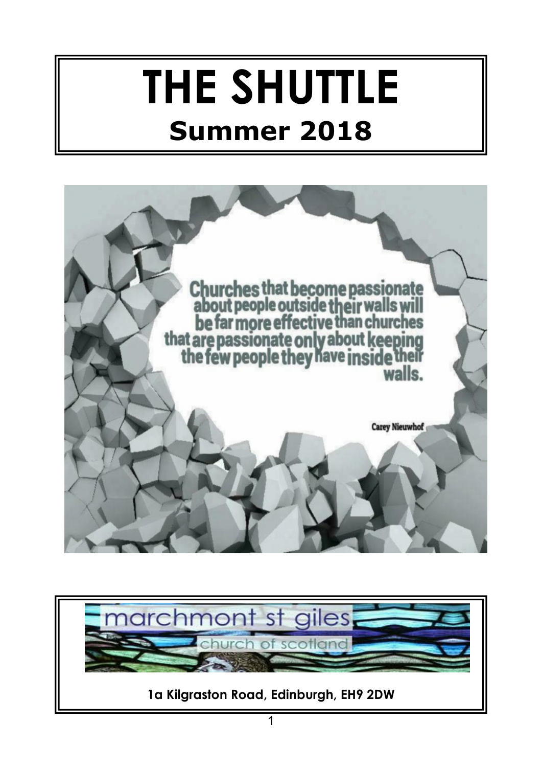# THE SHUTTLE

## Summer 2018

Churches that become passionate about people outside their walls will be far more effective than churches that are passionate only about keeping the few people they have inside their walls.

Carey Nieuwhof

marchmont st giles

church of scotland

**1a Kilgraston Road, Edinburgh, EH9 2DW**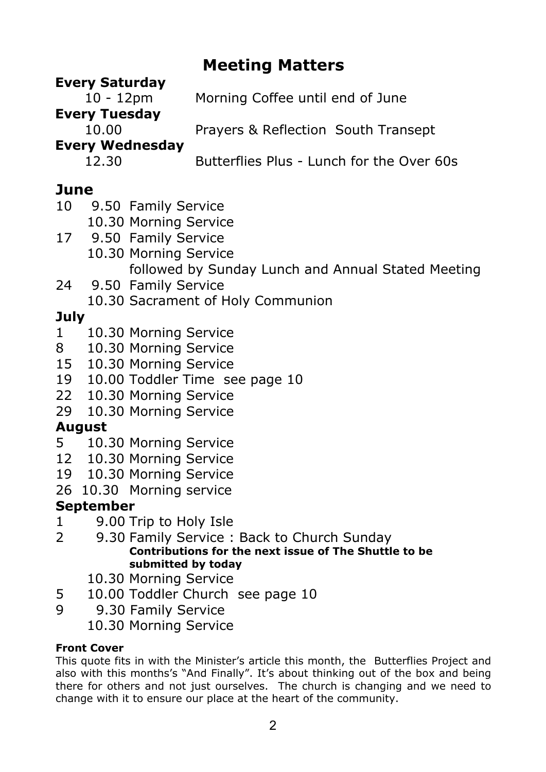# Meeting Matters

**Every Saturday**

10 - 12pm — Morning Coffee until end of June

**Every Tuesday**

10.00 — Prayers & Reflection South Transept

**Every Wednesday**

12.30 — Butterflies Plus - Lunch for the Over 60s

## June

- 10 — 9.50 Family Service
  - 10.30 Morning Service
- 17 — 9.50 Family Service
  - 10.30 Morning Service
    - followed by Sunday Lunch and Annual Stated Meeting
- 24 — 9.50 Family Service
  - 10.30 Sacrament of Holy Communion

## July

- 1 — 10.30 Morning Service
- 8 — 10.30 Morning Service
- 15 — 10.30 Morning Service
- 19 — 10.00 Toddler Time see page 10
- 22 — 10.30 Morning Service
- 29 — 10.30 Morning Service

## August

- 5 — 10.30 Morning Service
- 12 — 10.30 Morning Service
- 19 — 10.30 Morning Service
- 26 — 10.30 Morning service

## September

- 1 — 9.00 Trip to Holy Isle
- 2 — 9.30 Family Service : Back to Church Sunday
  - **Contributions for the next issue of The Shuttle to be submitted by today**
  - 10.30 Morning Service
- 5 — 10.00 Toddler Church see page 10
- 9 — 9.30 Family Service
  - 10.30 Morning Service

**Front Cover**

This quote fits in with the Minister's article this month, the Butterflies Project and also with this months's "And Finally". It's about thinking out of the box and being there for others and not just ourselves. The church is changing and we need to change with it to ensure our place at the heart of the community.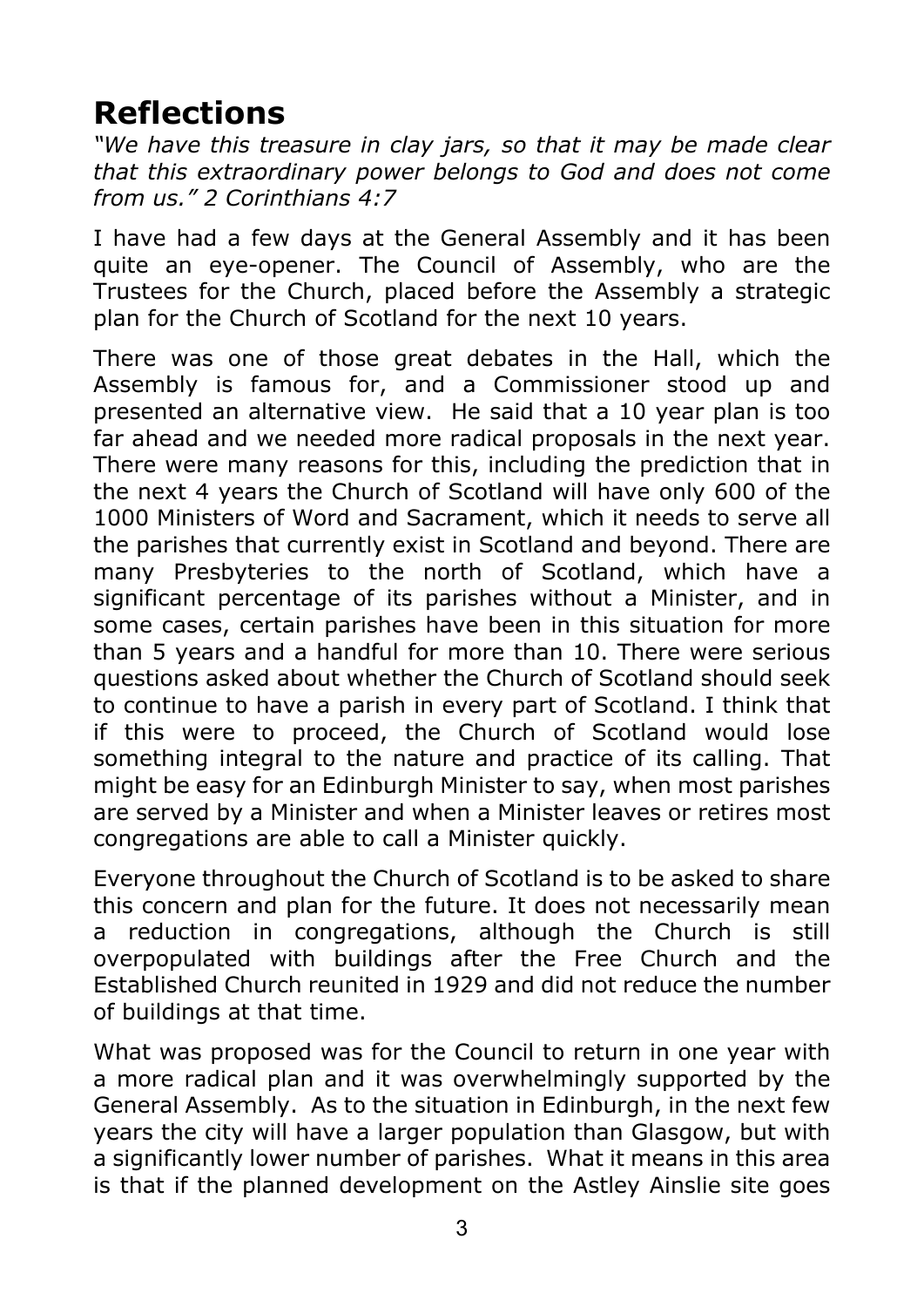# Reflections

*"We have this treasure in clay jars, so that it may be made clear that this extraordinary power belongs to God and does not come from us." 2 Corinthians 4:7*

I have had a few days at the General Assembly and it has been quite an eye-opener. The Council of Assembly, who are the Trustees for the Church, placed before the Assembly a strategic plan for the Church of Scotland for the next 10 years.

There was one of those great debates in the Hall, which the Assembly is famous for, and a Commissioner stood up and presented an alternative view. He said that a 10 year plan is too far ahead and we needed more radical proposals in the next year. There were many reasons for this, including the prediction that in the next 4 years the Church of Scotland will have only 600 of the 1000 Ministers of Word and Sacrament, which it needs to serve all the parishes that currently exist in Scotland and beyond. There are many Presbyteries to the north of Scotland, which have a significant percentage of its parishes without a Minister, and in some cases, certain parishes have been in this situation for more than 5 years and a handful for more than 10. There were serious questions asked about whether the Church of Scotland should seek to continue to have a parish in every part of Scotland. I think that if this were to proceed, the Church of Scotland would lose something integral to the nature and practice of its calling. That might be easy for an Edinburgh Minister to say, when most parishes are served by a Minister and when a Minister leaves or retires most congregations are able to call a Minister quickly.

Everyone throughout the Church of Scotland is to be asked to share this concern and plan for the future. It does not necessarily mean a reduction in congregations, although the Church is still overpopulated with buildings after the Free Church and the Established Church reunited in 1929 and did not reduce the number of buildings at that time.

What was proposed was for the Council to return in one year with a more radical plan and it was overwhelmingly supported by the General Assembly. As to the situation in Edinburgh, in the next few years the city will have a larger population than Glasgow, but with a significantly lower number of parishes. What it means in this area is that if the planned development on the Astley Ainslie site goes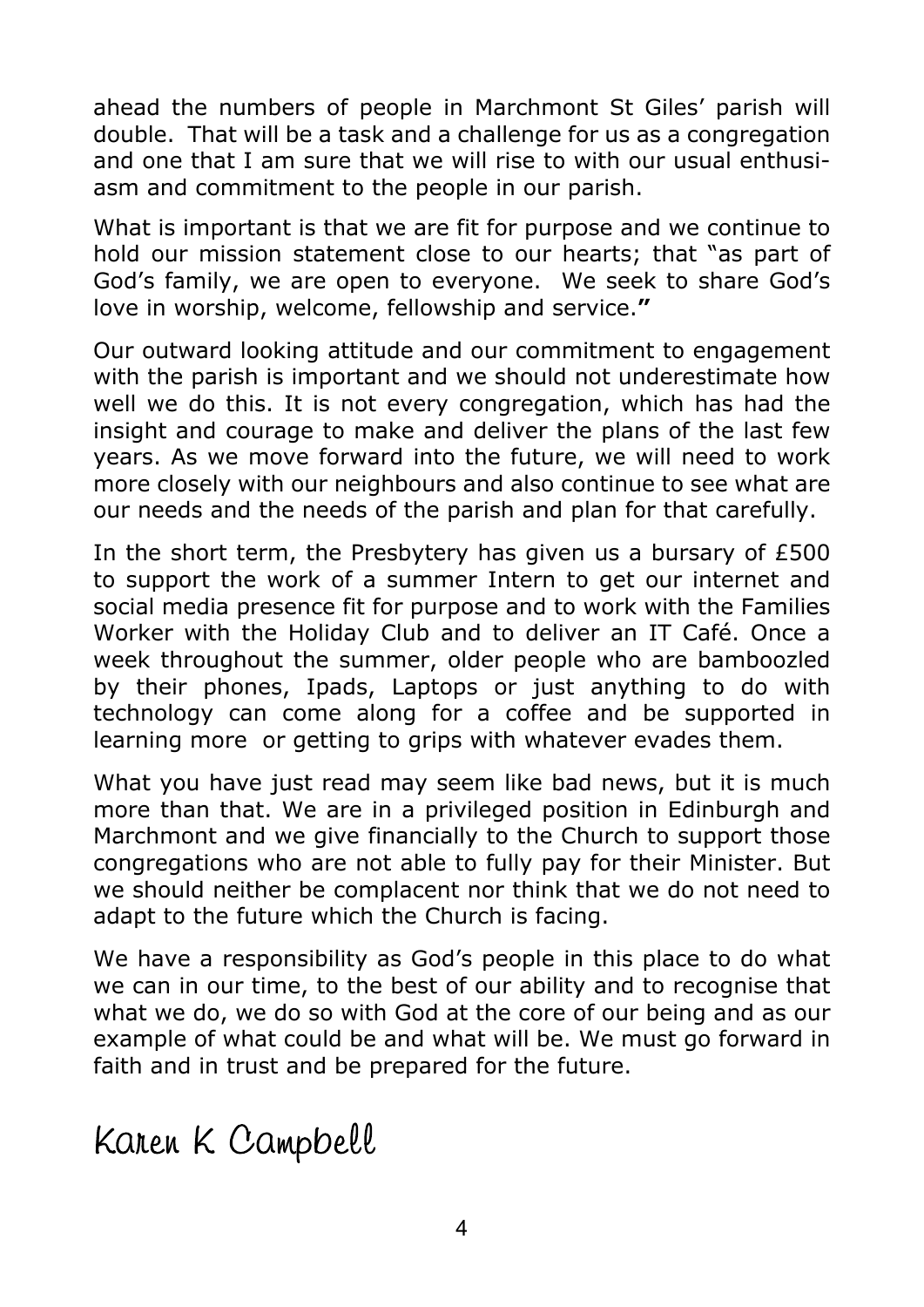ahead the numbers of people in Marchmont St Giles' parish will double. That will be a task and a challenge for us as a congregation and one that I am sure that we will rise to with our usual enthusiasm and commitment to the people in our parish.

What is important is that we are fit for purpose and we continue to hold our mission statement close to our hearts; that "as part of God's family, we are open to everyone. We seek to share God's love in worship, welcome, fellowship and service.**"**

Our outward looking attitude and our commitment to engagement with the parish is important and we should not underestimate how well we do this. It is not every congregation, which has had the insight and courage to make and deliver the plans of the last few years. As we move forward into the future, we will need to work more closely with our neighbours and also continue to see what are our needs and the needs of the parish and plan for that carefully.

In the short term, the Presbytery has given us a bursary of £500 to support the work of a summer Intern to get our internet and social media presence fit for purpose and to work with the Families Worker with the Holiday Club and to deliver an IT Café. Once a week throughout the summer, older people who are bamboozled by their phones, Ipads, Laptops or just anything to do with technology can come along for a coffee and be supported in learning more or getting to grips with whatever evades them.

What you have just read may seem like bad news, but it is much more than that. We are in a privileged position in Edinburgh and Marchmont and we give financially to the Church to support those congregations who are not able to fully pay for their Minister. But we should neither be complacent nor think that we do not need to adapt to the future which the Church is facing.

We have a responsibility as God's people in this place to do what we can in our time, to the best of our ability and to recognise that what we do, we do so with God at the core of our being and as our example of what could be and what will be. We must go forward in faith and in trust and be prepared for the future.

Karen K Campbell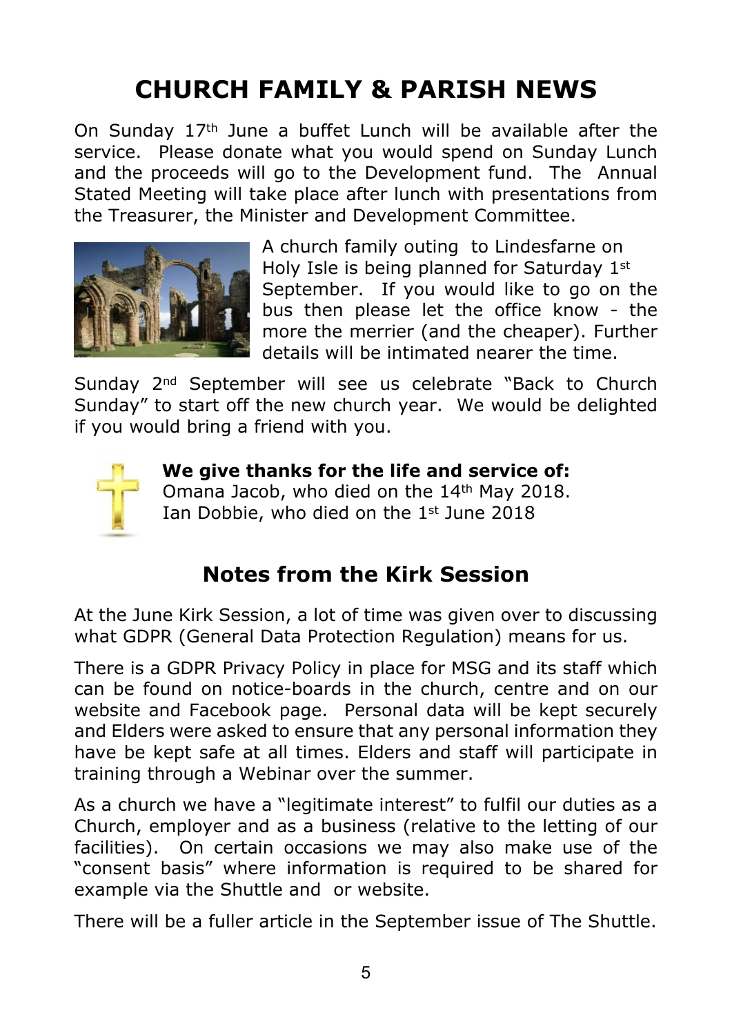# CHURCH FAMILY & PARISH NEWS

On Sunday 17th June a buffet Lunch will be available after the service. Please donate what you would spend on Sunday Lunch and the proceeds will go to the Development fund. The Annual Stated Meeting will take place after lunch with presentations from the Treasurer, the Minister and Development Committee.

A church family outing to Lindesfarne on Holy Isle is being planned for Saturday 1st September. If you would like to go on the bus then please let the office know - the more the merrier (and the cheaper). Further details will be intimated nearer the time.

Sunday 2nd September will see us celebrate "Back to Church Sunday" to start off the new church year. We would be delighted if you would bring a friend with you.

**We give thanks for the life and service of:**
Omana Jacob, who died on the 14th May 2018.
Ian Dobbie, who died on the 1st June 2018

## Notes from the Kirk Session

At the June Kirk Session, a lot of time was given over to discussing what GDPR (General Data Protection Regulation) means for us.

There is a GDPR Privacy Policy in place for MSG and its staff which can be found on notice-boards in the church, centre and on our website and Facebook page. Personal data will be kept securely and Elders were asked to ensure that any personal information they have be kept safe at all times. Elders and staff will participate in training through a Webinar over the summer.

As a church we have a "legitimate interest" to fulfil our duties as a Church, employer and as a business (relative to the letting of our facilities). On certain occasions we may also make use of the "consent basis" where information is required to be shared for example via the Shuttle and or website.

There will be a fuller article in the September issue of The Shuttle.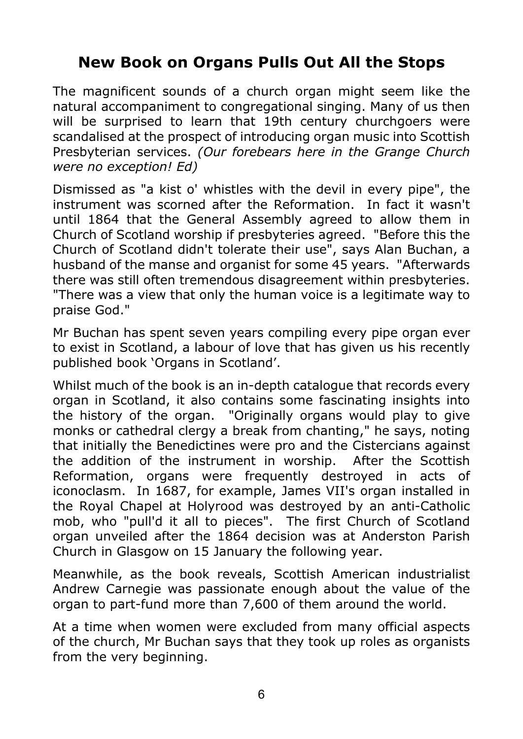## New Book on Organs Pulls Out All the Stops

The magnificent sounds of a church organ might seem like the natural accompaniment to congregational singing. Many of us then will be surprised to learn that 19th century churchgoers were scandalised at the prospect of introducing organ music into Scottish Presbyterian services. *(Our forebears here in the Grange Church were no exception! Ed)*

Dismissed as "a kist o' whistles with the devil in every pipe", the instrument was scorned after the Reformation. In fact it wasn't until 1864 that the General Assembly agreed to allow them in Church of Scotland worship if presbyteries agreed. "Before this the Church of Scotland didn't tolerate their use", says Alan Buchan, a husband of the manse and organist for some 45 years. "Afterwards there was still often tremendous disagreement within presbyteries. "There was a view that only the human voice is a legitimate way to praise God."

Mr Buchan has spent seven years compiling every pipe organ ever to exist in Scotland, a labour of love that has given us his recently published book 'Organs in Scotland'.

Whilst much of the book is an in-depth catalogue that records every organ in Scotland, it also contains some fascinating insights into the history of the organ. "Originally organs would play to give monks or cathedral clergy a break from chanting," he says, noting that initially the Benedictines were pro and the Cistercians against the addition of the instrument in worship. After the Scottish Reformation, organs were frequently destroyed in acts of iconoclasm. In 1687, for example, James VII's organ installed in the Royal Chapel at Holyrood was destroyed by an anti-Catholic mob, who "pull'd it all to pieces". The first Church of Scotland organ unveiled after the 1864 decision was at Anderston Parish Church in Glasgow on 15 January the following year.

Meanwhile, as the book reveals, Scottish American industrialist Andrew Carnegie was passionate enough about the value of the organ to part-fund more than 7,600 of them around the world.

At a time when women were excluded from many official aspects of the church, Mr Buchan says that they took up roles as organists from the very beginning.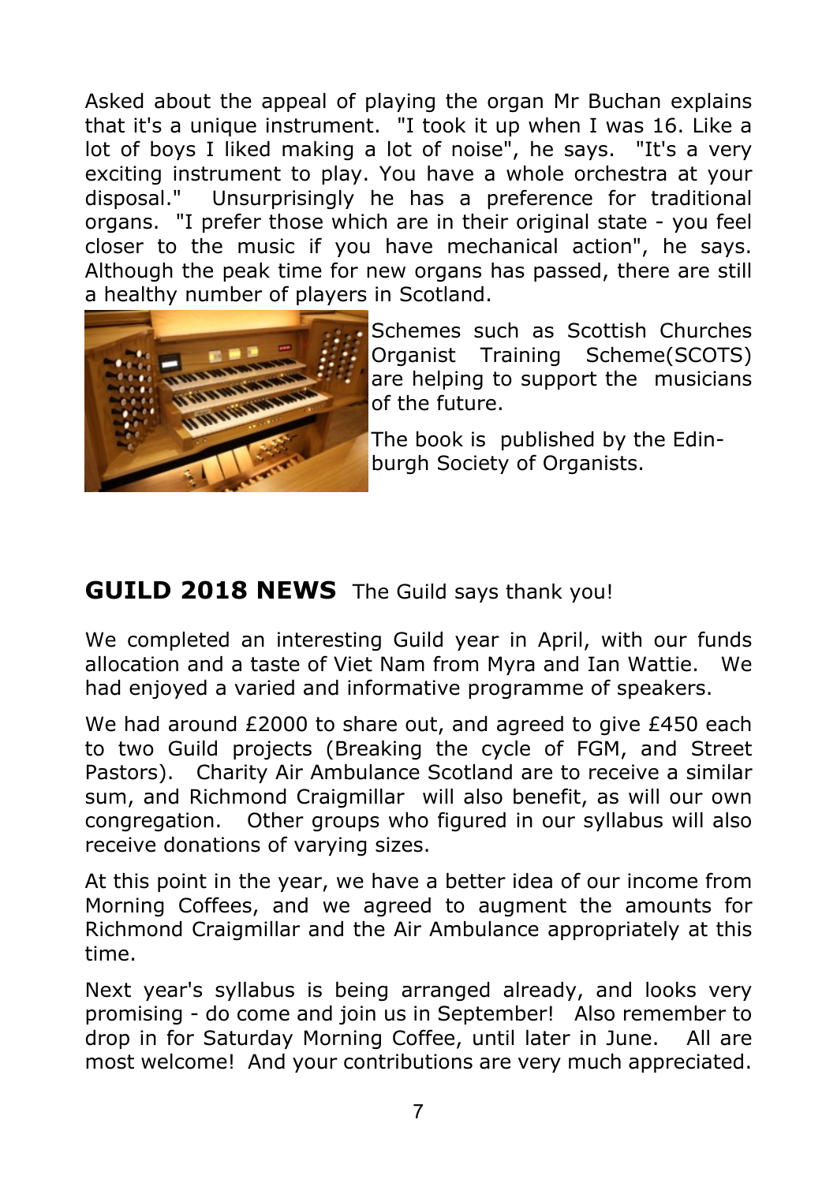Asked about the appeal of playing the organ Mr Buchan explains that it's a unique instrument. "I took it up when I was 16. Like a lot of boys I liked making a lot of noise", he says. "It's a very exciting instrument to play. You have a whole orchestra at your disposal." Unsurprisingly he has a preference for traditional organs. "I prefer those which are in their original state - you feel closer to the music if you have mechanical action", he says. Although the peak time for new organs has passed, there are still a healthy number of players in Scotland.

Schemes such as Scottish Churches Organist Training Scheme(SCOTS) are helping to support the musicians of the future.

The book is published by the Edinburgh Society of Organists.

## GUILD 2018 NEWS

The Guild says thank you!

We completed an interesting Guild year in April, with our funds allocation and a taste of Viet Nam from Myra and Ian Wattie. We had enjoyed a varied and informative programme of speakers.

We had around £2000 to share out, and agreed to give £450 each to two Guild projects (Breaking the cycle of FGM, and Street Pastors). Charity Air Ambulance Scotland are to receive a similar sum, and Richmond Craigmillar will also benefit, as will our own congregation. Other groups who figured in our syllabus will also receive donations of varying sizes.

At this point in the year, we have a better idea of our income from Morning Coffees, and we agreed to augment the amounts for Richmond Craigmillar and the Air Ambulance appropriately at this time.

Next year's syllabus is being arranged already, and looks very promising - do come and join us in September! Also remember to drop in for Saturday Morning Coffee, until later in June. All are most welcome! And your contributions are very much appreciated.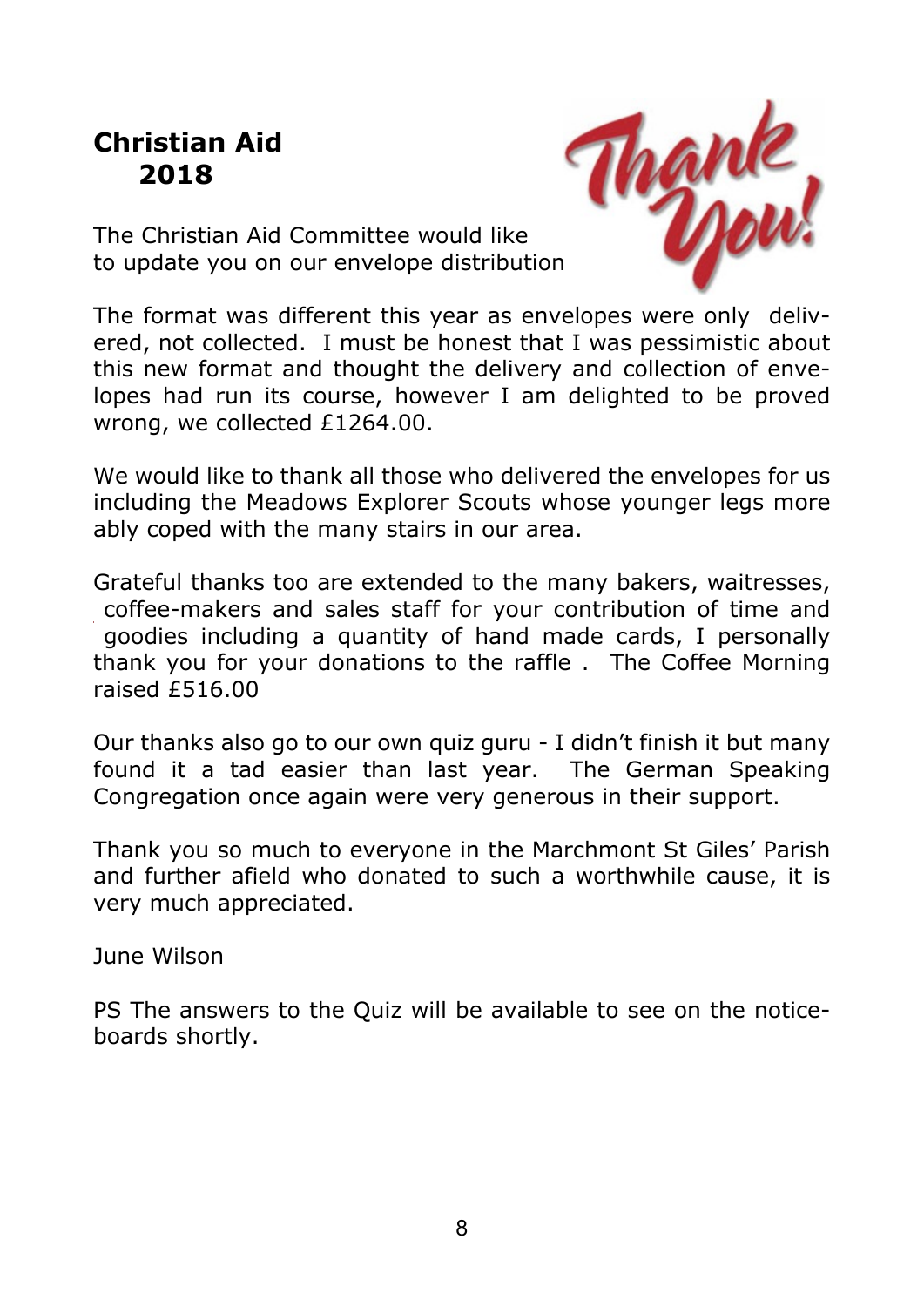## Christian Aid 2018

Thank You!

The Christian Aid Committee would like to update you on our envelope distribution

The format was different this year as envelopes were only delivered, not collected. I must be honest that I was pessimistic about this new format and thought the delivery and collection of envelopes had run its course, however I am delighted to be proved wrong, we collected £1264.00.

We would like to thank all those who delivered the envelopes for us including the Meadows Explorer Scouts whose younger legs more ably coped with the many stairs in our area.

Grateful thanks too are extended to the many bakers, waitresses, coffee-makers and sales staff for your contribution of time and goodies including a quantity of hand made cards, I personally thank you for your donations to the raffle . The Coffee Morning raised £516.00

Our thanks also go to our own quiz guru - I didn't finish it but many found it a tad easier than last year. The German Speaking Congregation once again were very generous in their support.

Thank you so much to everyone in the Marchmont St Giles' Parish and further afield who donated to such a worthwhile cause, it is very much appreciated.

June Wilson

PS The answers to the Quiz will be available to see on the notice-boards shortly.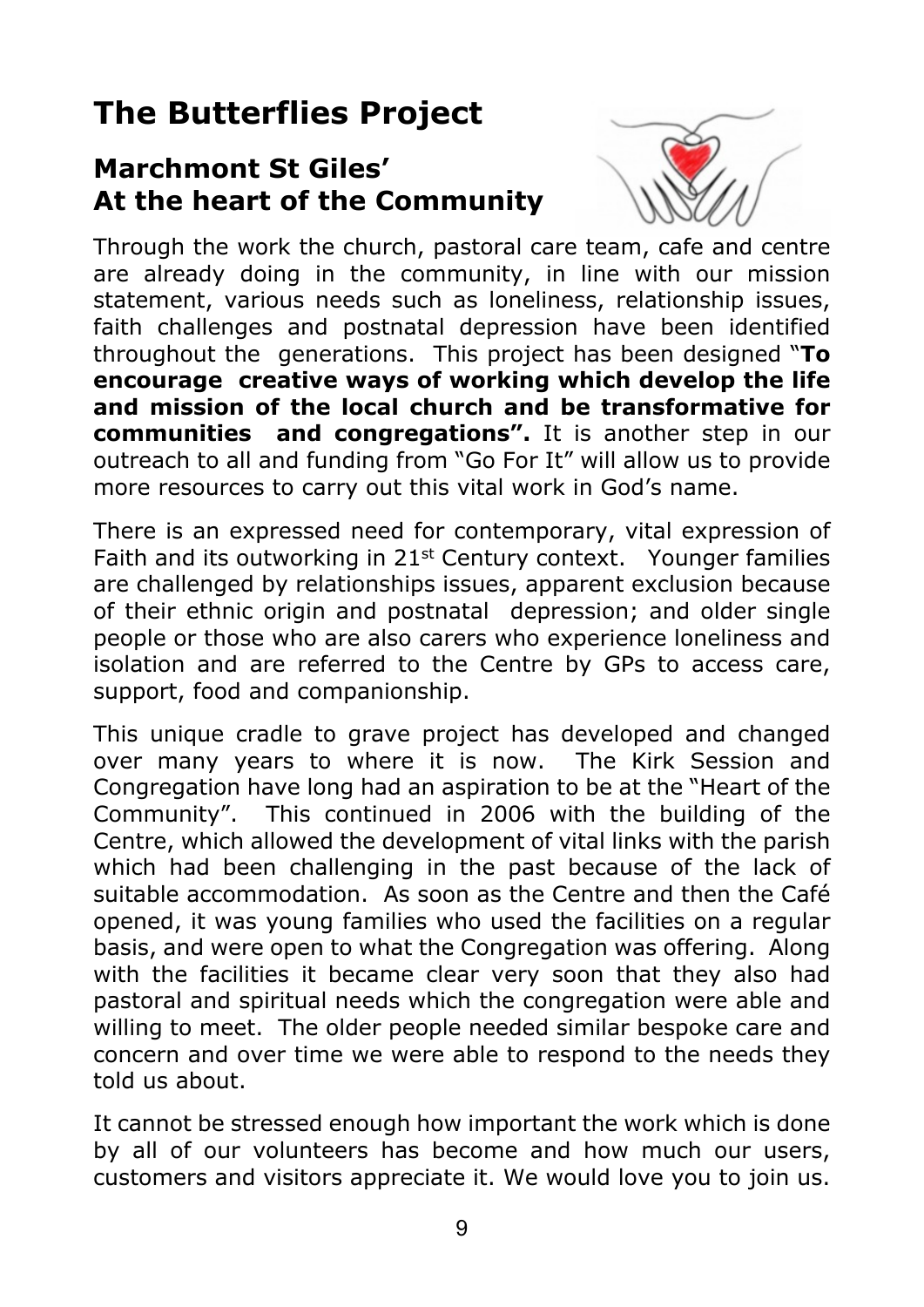# The Butterflies Project

## Marchmont St Giles' At the heart of the Community

Through the work the church, pastoral care team, cafe and centre are already doing in the community, in line with our mission statement, various needs such as loneliness, relationship issues, faith challenges and postnatal depression have been identified throughout the generations. This project has been designed "**To encourage creative ways of working which develop the life and mission of the local church and be transformative for communities and congregations".** It is another step in our outreach to all and funding from "Go For It" will allow us to provide more resources to carry out this vital work in God's name.

There is an expressed need for contemporary, vital expression of Faith and its outworking in 21st Century context. Younger families are challenged by relationships issues, apparent exclusion because of their ethnic origin and postnatal depression; and older single people or those who are also carers who experience loneliness and isolation and are referred to the Centre by GPs to access care, support, food and companionship.

This unique cradle to grave project has developed and changed over many years to where it is now. The Kirk Session and Congregation have long had an aspiration to be at the "Heart of the Community". This continued in 2006 with the building of the Centre, which allowed the development of vital links with the parish which had been challenging in the past because of the lack of suitable accommodation. As soon as the Centre and then the Café opened, it was young families who used the facilities on a regular basis, and were open to what the Congregation was offering. Along with the facilities it became clear very soon that they also had pastoral and spiritual needs which the congregation were able and willing to meet. The older people needed similar bespoke care and concern and over time we were able to respond to the needs they told us about.

It cannot be stressed enough how important the work which is done by all of our volunteers has become and how much our users, customers and visitors appreciate it. We would love you to join us.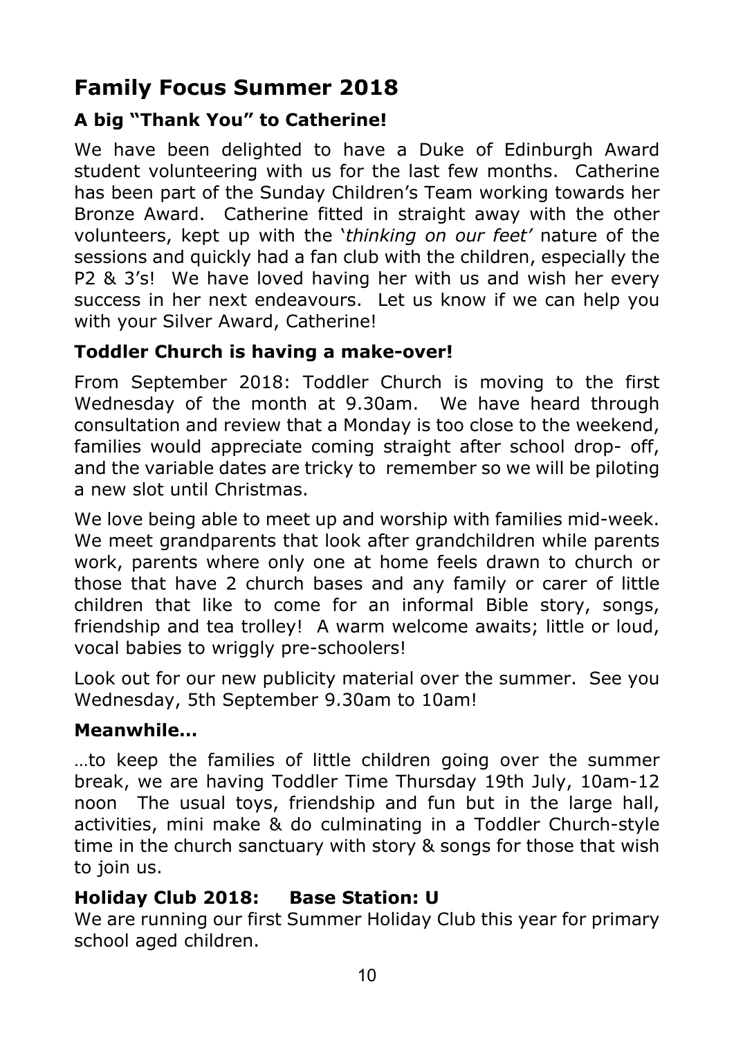# Family Focus Summer 2018

### A big "Thank You" to Catherine!

We have been delighted to have a Duke of Edinburgh Award student volunteering with us for the last few months. Catherine has been part of the Sunday Children's Team working towards her Bronze Award. Catherine fitted in straight away with the other volunteers, kept up with the '*thinking on our feet'* nature of the sessions and quickly had a fan club with the children, especially the P2 & 3's! We have loved having her with us and wish her every success in her next endeavours. Let us know if we can help you with your Silver Award, Catherine!

### Toddler Church is having a make-over!

From September 2018: Toddler Church is moving to the first Wednesday of the month at 9.30am. We have heard through consultation and review that a Monday is too close to the weekend, families would appreciate coming straight after school drop- off, and the variable dates are tricky to remember so we will be piloting a new slot until Christmas.

We love being able to meet up and worship with families mid-week. We meet grandparents that look after grandchildren while parents work, parents where only one at home feels drawn to church or those that have 2 church bases and any family or carer of little children that like to come for an informal Bible story, songs, friendship and tea trolley! A warm welcome awaits; little or loud, vocal babies to wriggly pre-schoolers!

Look out for our new publicity material over the summer. See you Wednesday, 5th September 9.30am to 10am!

### Meanwhile…

…to keep the families of little children going over the summer break, we are having Toddler Time Thursday 19th July, 10am-12 noon The usual toys, friendship and fun but in the large hall, activities, mini make & do culminating in a Toddler Church-style time in the church sanctuary with story & songs for those that wish to join us.

### Holiday Club 2018: Base Station: U

We are running our first Summer Holiday Club this year for primary school aged children.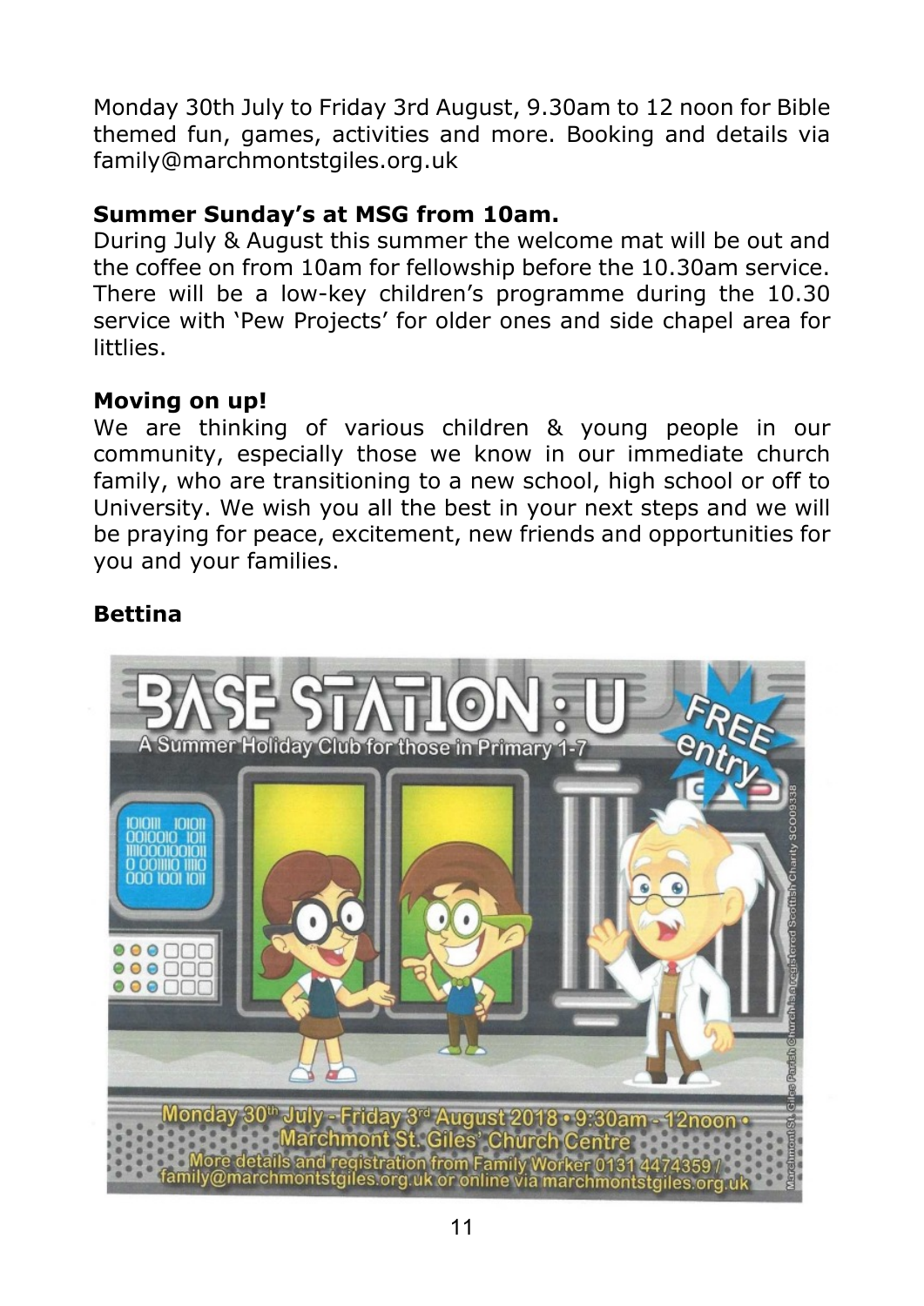Monday 30th July to Friday 3rd August, 9.30am to 12 noon for Bible themed fun, games, activities and more. Booking and details via family@marchmontstgiles.org.uk

**Summer Sunday's at MSG from 10am.**

During July & August this summer the welcome mat will be out and the coffee on from 10am for fellowship before the 10.30am service. There will be a low-key children's programme during the 10.30 service with 'Pew Projects' for older ones and side chapel area for littlies.

**Moving on up!**

We are thinking of various children & young people in our community, especially those we know in our immediate church family, who are transitioning to a new school, high school or off to University. We wish you all the best in your next steps and we will be praying for peace, excitement, new friends and opportunities for you and your families.

**Bettina**

# BASE STATION : U

A Summer Holiday Club for those in Primary 1-7

FREE entry

Monday 30th July - Friday 3rd August 2018 • 9:30am - 12noon •
Marchmont St. Giles' Church Centre
More details and registration from Family Worker 0131 4474359 / family@marchmontstgiles.org.uk or online via marchmontstgiles.org.uk

Marchmont St. Giles Parish Church is a registered Scottish Charity SC009338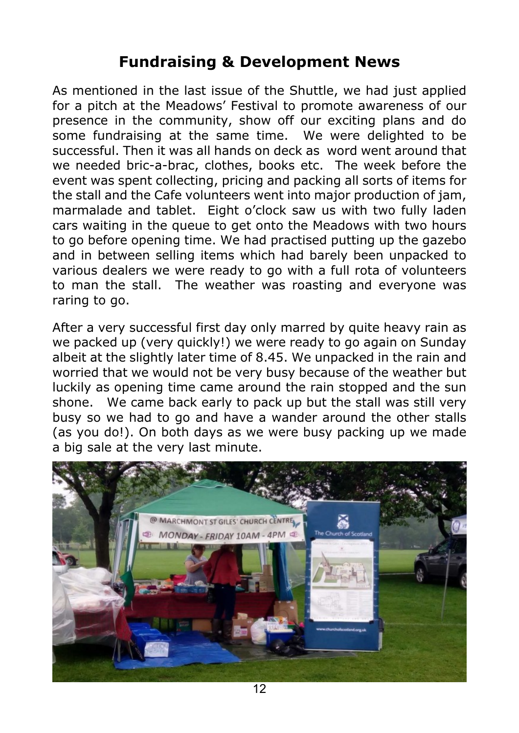# Fundraising & Development News

As mentioned in the last issue of the Shuttle, we had just applied for a pitch at the Meadows' Festival to promote awareness of our presence in the community, show off our exciting plans and do some fundraising at the same time. We were delighted to be successful. Then it was all hands on deck as word went around that we needed bric-a-brac, clothes, books etc. The week before the event was spent collecting, pricing and packing all sorts of items for the stall and the Cafe volunteers went into major production of jam, marmalade and tablet. Eight o'clock saw us with two fully laden cars waiting in the queue to get onto the Meadows with two hours to go before opening time. We had practised putting up the gazebo and in between selling items which had barely been unpacked to various dealers we were ready to go with a full rota of volunteers to man the stall. The weather was roasting and everyone was raring to go.

After a very successful first day only marred by quite heavy rain as we packed up (very quickly!) we were ready to go again on Sunday albeit at the slightly later time of 8.45. We unpacked in the rain and worried that we would not be very busy because of the weather but luckily as opening time came around the rain stopped and the sun shone. We came back early to pack up but the stall was still very busy so we had to go and have a wander around the other stalls (as you do!). On both days as we were busy packing up we made a big sale at the very last minute.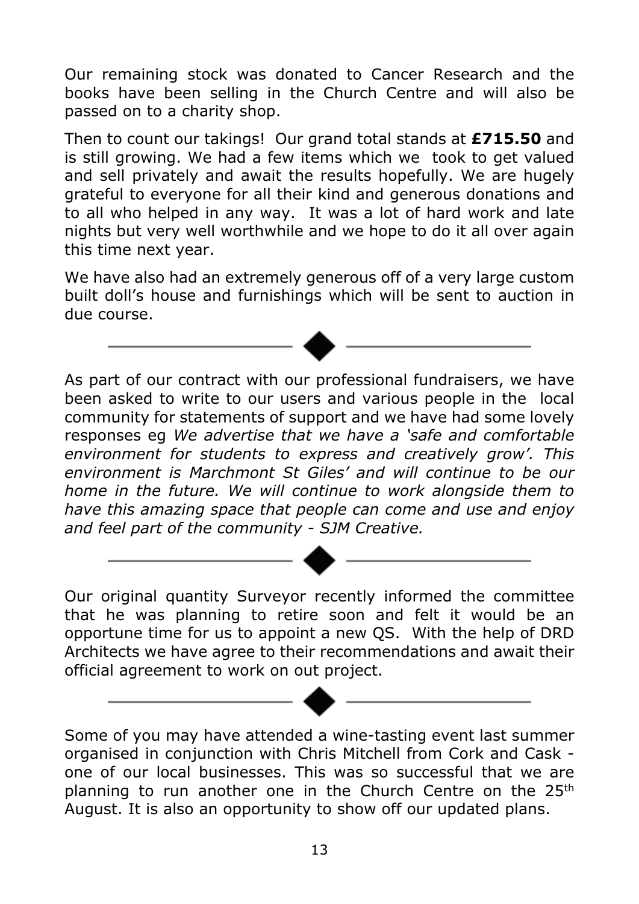Our remaining stock was donated to Cancer Research and the books have been selling in the Church Centre and will also be passed on to a charity shop.

Then to count our takings! Our grand total stands at **£715.50** and is still growing. We had a few items which we took to get valued and sell privately and await the results hopefully. We are hugely grateful to everyone for all their kind and generous donations and to all who helped in any way. It was a lot of hard work and late nights but very well worthwhile and we hope to do it all over again this time next year.

We have also had an extremely generous off of a very large custom built doll's house and furnishings which will be sent to auction in due course.

---

As part of our contract with our professional fundraisers, we have been asked to write to our users and various people in the local community for statements of support and we have had some lovely responses eg *We advertise that we have a 'safe and comfortable environment for students to express and creatively grow'. This environment is Marchmont St Giles' and will continue to be our home in the future. We will continue to work alongside them to have this amazing space that people can come and use and enjoy and feel part of the community - SJM Creative.*

---

Our original quantity Surveyor recently informed the committee that he was planning to retire soon and felt it would be an opportune time for us to appoint a new QS. With the help of DRD Architects we have agree to their recommendations and await their official agreement to work on out project.

---

Some of you may have attended a wine-tasting event last summer organised in conjunction with Chris Mitchell from Cork and Cask - one of our local businesses. This was so successful that we are planning to run another one in the Church Centre on the 25th August. It is also an opportunity to show off our updated plans.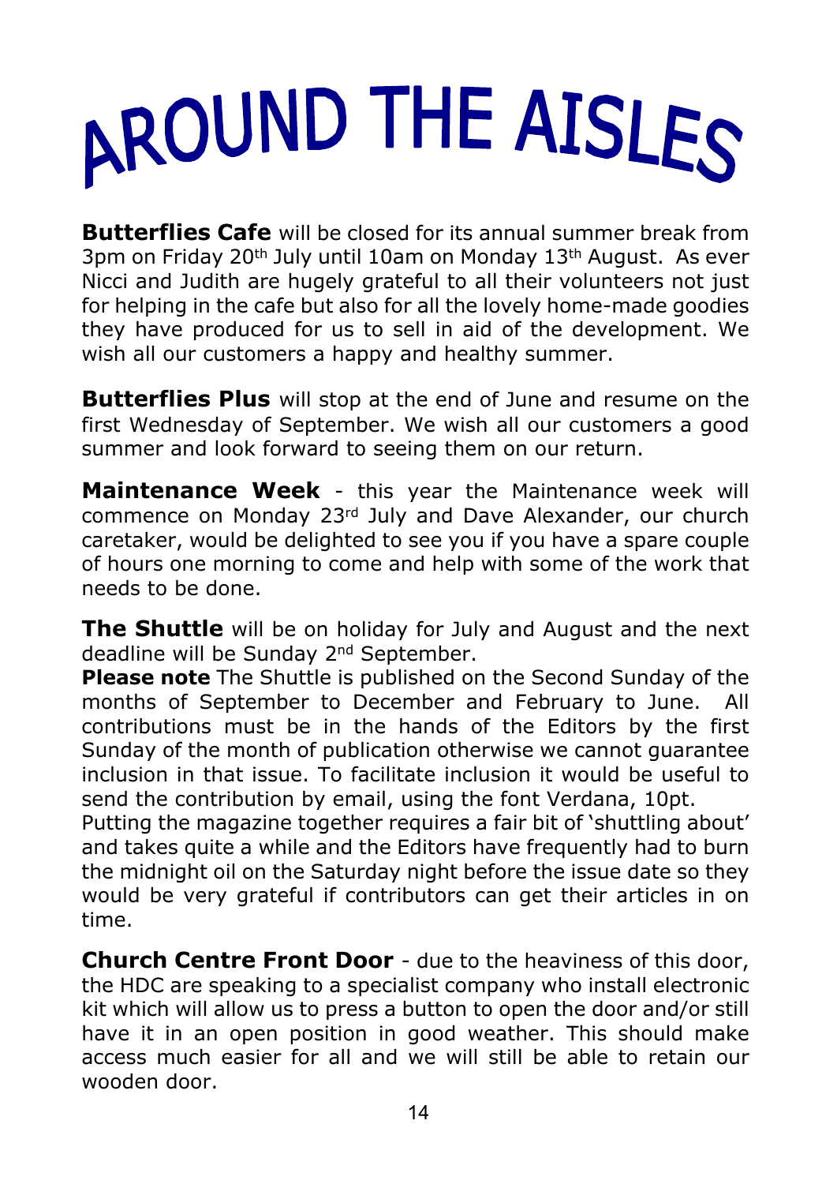# AROUND THE AISLES

**Butterflies Cafe** will be closed for its annual summer break from 3pm on Friday 20th July until 10am on Monday 13th August. As ever Nicci and Judith are hugely grateful to all their volunteers not just for helping in the cafe but also for all the lovely home-made goodies they have produced for us to sell in aid of the development. We wish all our customers a happy and healthy summer.

**Butterflies Plus** will stop at the end of June and resume on the first Wednesday of September. We wish all our customers a good summer and look forward to seeing them on our return.

**Maintenance Week** - this year the Maintenance week will commence on Monday 23rd July and Dave Alexander, our church caretaker, would be delighted to see you if you have a spare couple of hours one morning to come and help with some of the work that needs to be done.

**The Shuttle** will be on holiday for July and August and the next deadline will be Sunday 2nd September.

**Please note** The Shuttle is published on the Second Sunday of the months of September to December and February to June. All contributions must be in the hands of the Editors by the first Sunday of the month of publication otherwise we cannot guarantee inclusion in that issue. To facilitate inclusion it would be useful to send the contribution by email, using the font Verdana, 10pt.

Putting the magazine together requires a fair bit of 'shuttling about' and takes quite a while and the Editors have frequently had to burn the midnight oil on the Saturday night before the issue date so they would be very grateful if contributors can get their articles in on time.

**Church Centre Front Door** - due to the heaviness of this door, the HDC are speaking to a specialist company who install electronic kit which will allow us to press a button to open the door and/or still have it in an open position in good weather. This should make access much easier for all and we will still be able to retain our wooden door.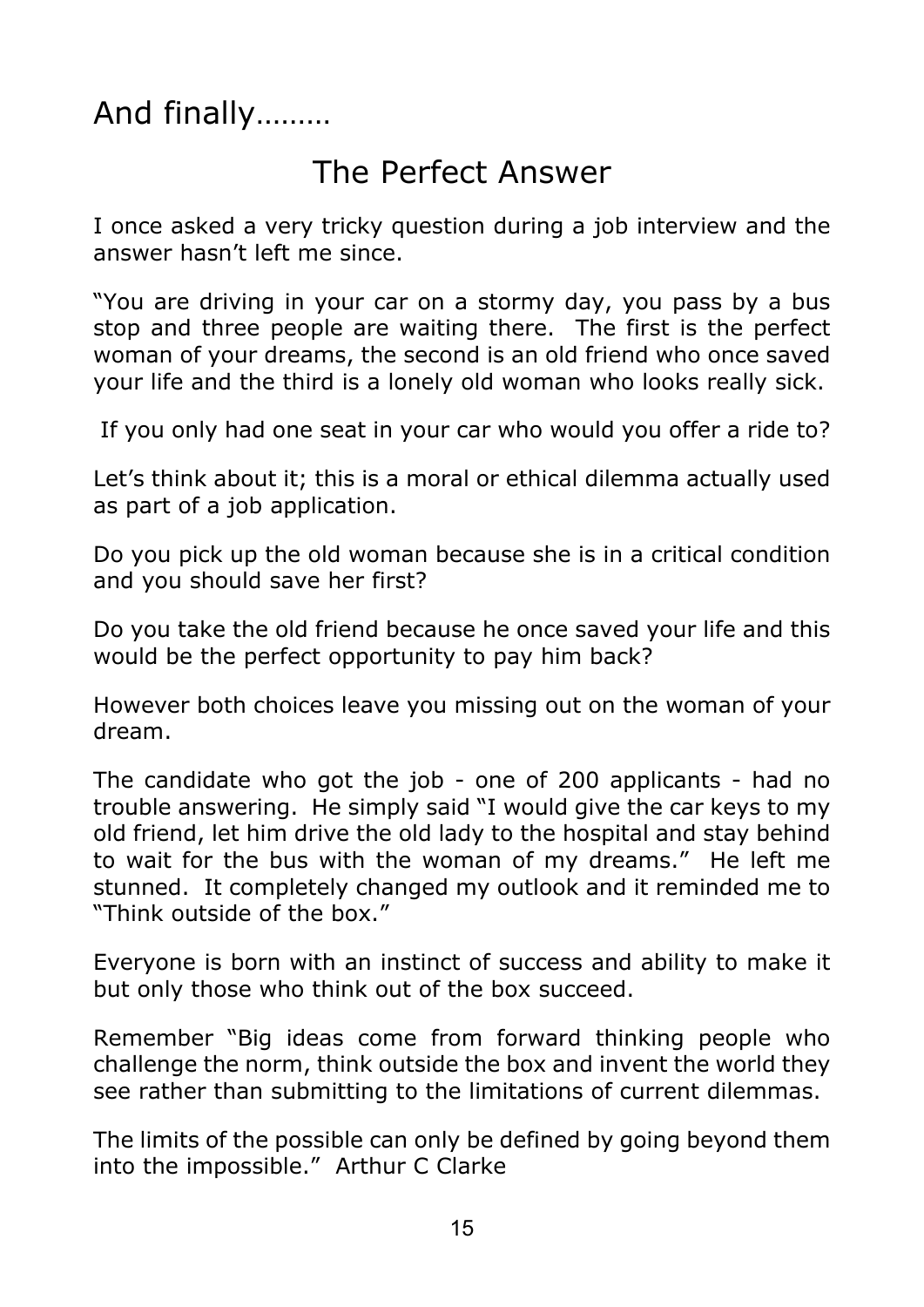# And finally………

## The Perfect Answer

I once asked a very tricky question during a job interview and the answer hasn't left me since.

"You are driving in your car on a stormy day, you pass by a bus stop and three people are waiting there. The first is the perfect woman of your dreams, the second is an old friend who once saved your life and the third is a lonely old woman who looks really sick.

If you only had one seat in your car who would you offer a ride to?

Let's think about it; this is a moral or ethical dilemma actually used as part of a job application.

Do you pick up the old woman because she is in a critical condition and you should save her first?

Do you take the old friend because he once saved your life and this would be the perfect opportunity to pay him back?

However both choices leave you missing out on the woman of your dream.

The candidate who got the job - one of 200 applicants - had no trouble answering. He simply said "I would give the car keys to my old friend, let him drive the old lady to the hospital and stay behind to wait for the bus with the woman of my dreams." He left me stunned. It completely changed my outlook and it reminded me to "Think outside of the box."

Everyone is born with an instinct of success and ability to make it but only those who think out of the box succeed.

Remember "Big ideas come from forward thinking people who challenge the norm, think outside the box and invent the world they see rather than submitting to the limitations of current dilemmas.

The limits of the possible can only be defined by going beyond them into the impossible." Arthur C Clarke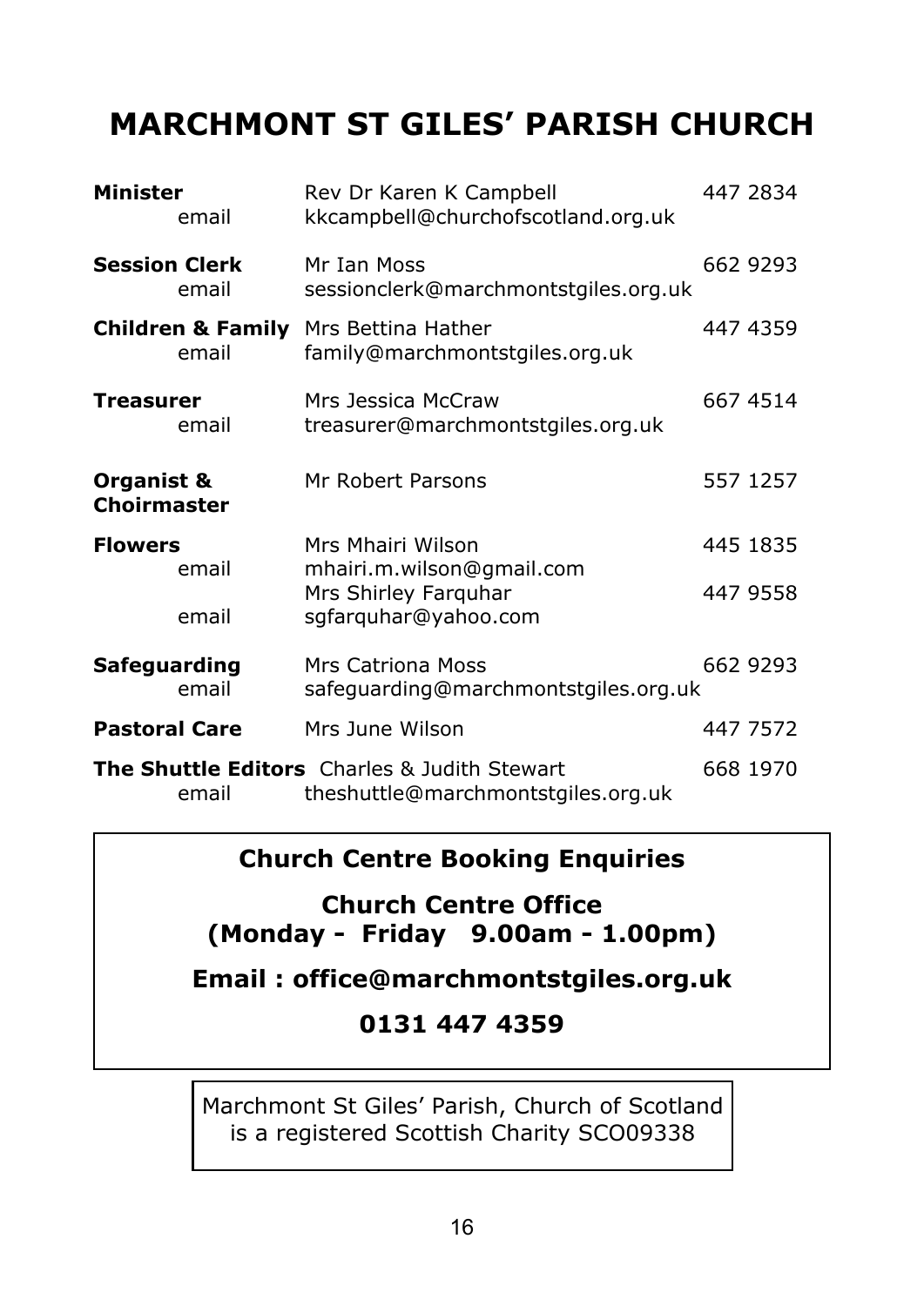# MARCHMONT ST GILES' PARISH CHURCH

| | | |
|---|---|---|
| **Minister** | Rev Dr Karen K Campbell | 447 2834 |
| email | kkcampbell@churchofscotland.org.uk | |
| **Session Clerk** | Mr Ian Moss | 662 9293 |
| email | sessionclerk@marchmontstgiles.org.uk | |
| **Children & Family** | Mrs Bettina Hather | 447 4359 |
| email | family@marchmontstgiles.org.uk | |
| **Treasurer** | Mrs Jessica McCraw | 667 4514 |
| email | treasurer@marchmontstgiles.org.uk | |
| **Organist & Choirmaster** | Mr Robert Parsons | 557 1257 |
| **Flowers** | Mrs Mhairi Wilson | 445 1835 |
| email | mhairi.m.wilson@gmail.com | |
| | Mrs Shirley Farquhar | 447 9558 |
| email | sgfarquhar@yahoo.com | |
| **Safeguarding** | Mrs Catriona Moss | 662 9293 |
| email | safeguarding@marchmontstgiles.org.uk | |
| **Pastoral Care** | Mrs June Wilson | 447 7572 |
| **The Shuttle Editors** | Charles & Judith Stewart | 668 1970 |
| email | theshuttle@marchmontstgiles.org.uk | |

**Church Centre Booking Enquiries**

**Church Centre Office**
**(Monday - Friday 9.00am - 1.00pm)**

**Email : office@marchmontstgiles.org.uk**

**0131 447 4359**

Marchmont St Giles' Parish, Church of Scotland is a registered Scottish Charity SCO09338